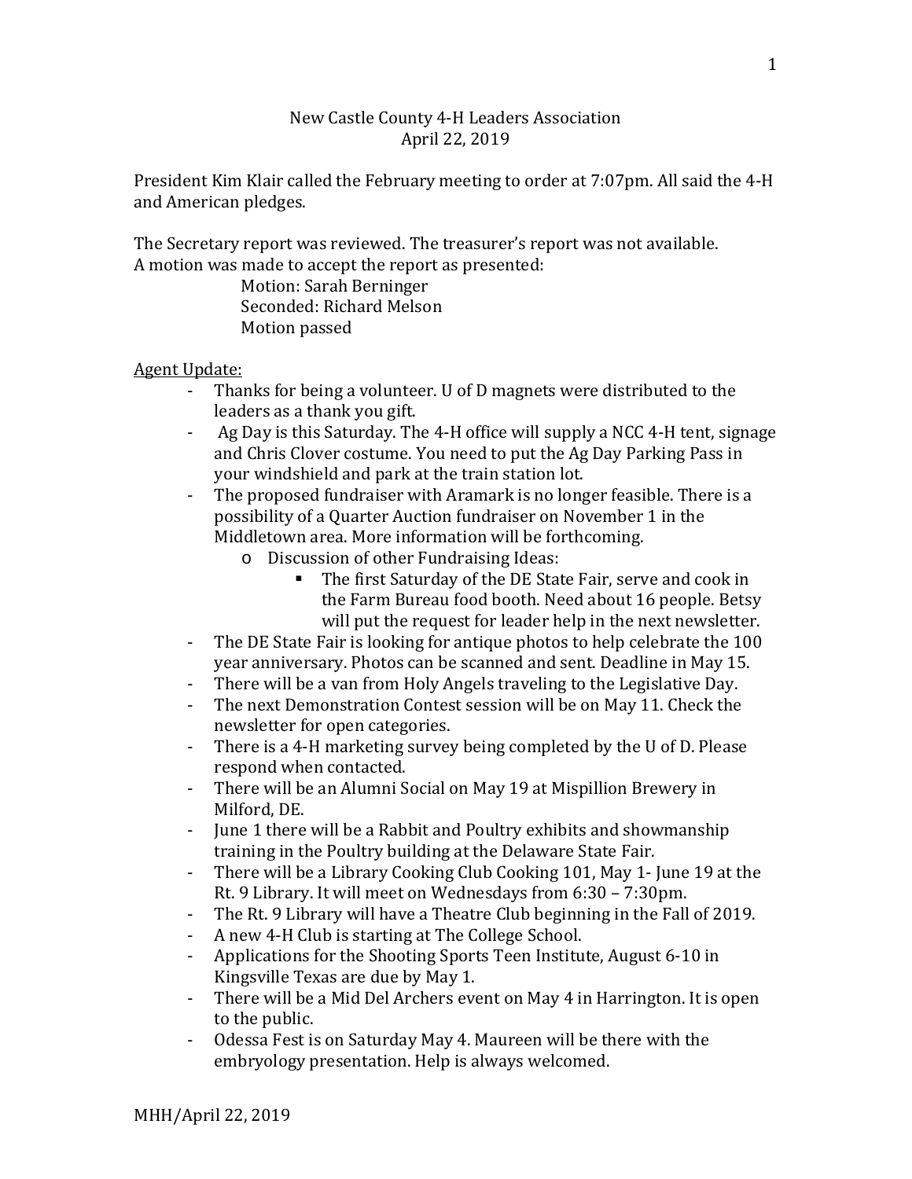New Castle County 4-H Leaders Association
April 22, 2019

President Kim Klair called the February meeting to order at 7:07pm. All said the 4-H and American pledges.

The Secretary report was reviewed. The treasurer's report was not available.
A motion was made to accept the report as presented:

Motion: Sarah Berninger
Seconded: Richard Melson
Motion passed

<u>Agent Update:</u>

- Thanks for being a volunteer. U of D magnets were distributed to the leaders as a thank you gift.
- Ag Day is this Saturday. The 4-H office will supply a NCC 4-H tent, signage and Chris Clover costume. You need to put the Ag Day Parking Pass in your windshield and park at the train station lot.
- The proposed fundraiser with Aramark is no longer feasible. There is a possibility of a Quarter Auction fundraiser on November 1 in the Middletown area. More information will be forthcoming.
  - Discussion of other Fundraising Ideas:
    - The first Saturday of the DE State Fair, serve and cook in the Farm Bureau food booth. Need about 16 people. Betsy will put the request for leader help in the next newsletter.
- The DE State Fair is looking for antique photos to help celebrate the 100 year anniversary. Photos can be scanned and sent. Deadline in May 15.
- There will be a van from Holy Angels traveling to the Legislative Day.
- The next Demonstration Contest session will be on May 11. Check the newsletter for open categories.
- There is a 4-H marketing survey being completed by the U of D. Please respond when contacted.
- There will be an Alumni Social on May 19 at Mispillion Brewery in Milford, DE.
- June 1 there will be a Rabbit and Poultry exhibits and showmanship training in the Poultry building at the Delaware State Fair.
- There will be a Library Cooking Club Cooking 101, May 1- June 19 at the Rt. 9 Library. It will meet on Wednesdays from 6:30 – 7:30pm.
- The Rt. 9 Library will have a Theatre Club beginning in the Fall of 2019.
- A new 4-H Club is starting at The College School.
- Applications for the Shooting Sports Teen Institute, August 6-10 in Kingsville Texas are due by May 1.
- There will be a Mid Del Archers event on May 4 in Harrington. It is open to the public.
- Odessa Fest is on Saturday May 4. Maureen will be there with the embryology presentation. Help is always welcomed.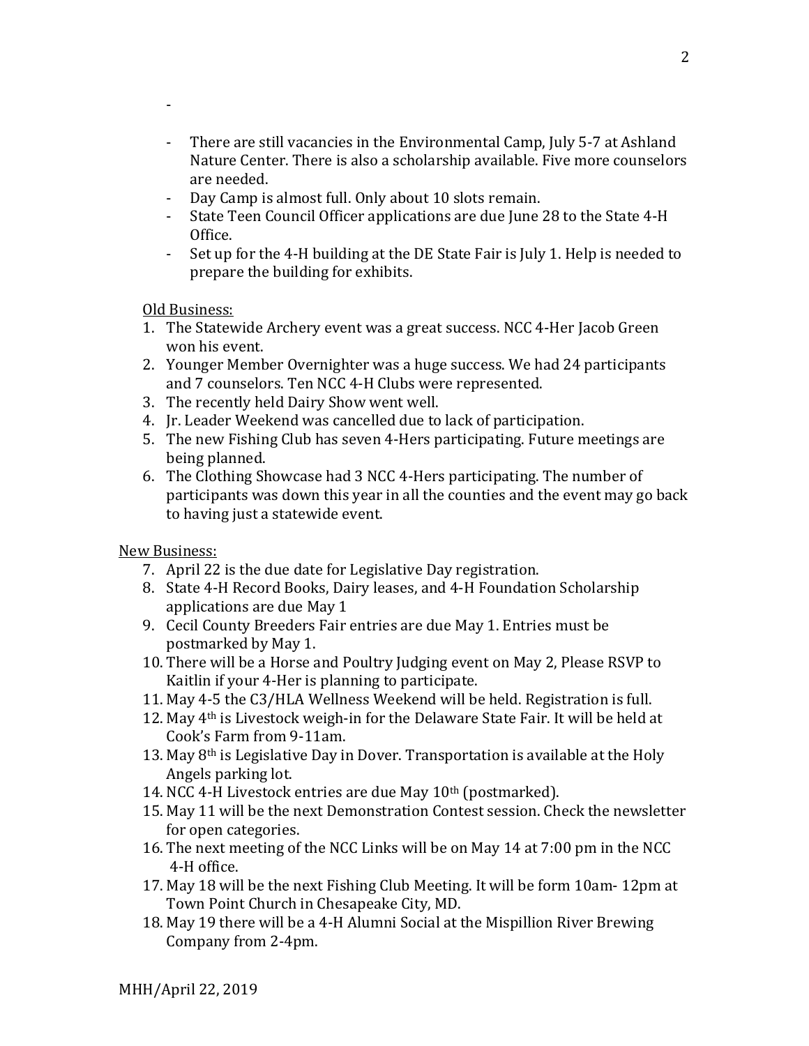-

- There are still vacancies in the Environmental Camp, July 5-7 at Ashland Nature Center. There is also a scholarship available. Five more counselors are needed.
- Day Camp is almost full. Only about 10 slots remain.
- State Teen Council Officer applications are due June 28 to the State 4-H Office.
- Set up for the 4-H building at the DE State Fair is July 1. Help is needed to prepare the building for exhibits.

Old Business:

1. The Statewide Archery event was a great success. NCC 4-Her Jacob Green won his event.
2. Younger Member Overnighter was a huge success. We had 24 participants and 7 counselors. Ten NCC 4-H Clubs were represented.
3. The recently held Dairy Show went well.
4. Jr. Leader Weekend was cancelled due to lack of participation.
5. The new Fishing Club has seven 4-Hers participating. Future meetings are being planned.
6. The Clothing Showcase had 3 NCC 4-Hers participating. The number of participants was down this year in all the counties and the event may go back to having just a statewide event.

New Business:

7. April 22 is the due date for Legislative Day registration.
8. State 4-H Record Books, Dairy leases, and 4-H Foundation Scholarship applications are due May 1
9. Cecil County Breeders Fair entries are due May 1. Entries must be postmarked by May 1.
10. There will be a Horse and Poultry Judging event on May 2, Please RSVP to Kaitlin if your 4-Her is planning to participate.
11. May 4-5 the C3/HLA Wellness Weekend will be held. Registration is full.
12. May 4th is Livestock weigh-in for the Delaware State Fair. It will be held at Cook's Farm from 9-11am.
13. May 8th is Legislative Day in Dover. Transportation is available at the Holy Angels parking lot.
14. NCC 4-H Livestock entries are due May 10th (postmarked).
15. May 11 will be the next Demonstration Contest session. Check the newsletter for open categories.
16. The next meeting of the NCC Links will be on May 14 at 7:00 pm in the NCC 4-H office.
17. May 18 will be the next Fishing Club Meeting. It will be form 10am- 12pm at Town Point Church in Chesapeake City, MD.
18. May 19 there will be a 4-H Alumni Social at the Mispillion River Brewing Company from 2-4pm.

MHH/April 22, 2019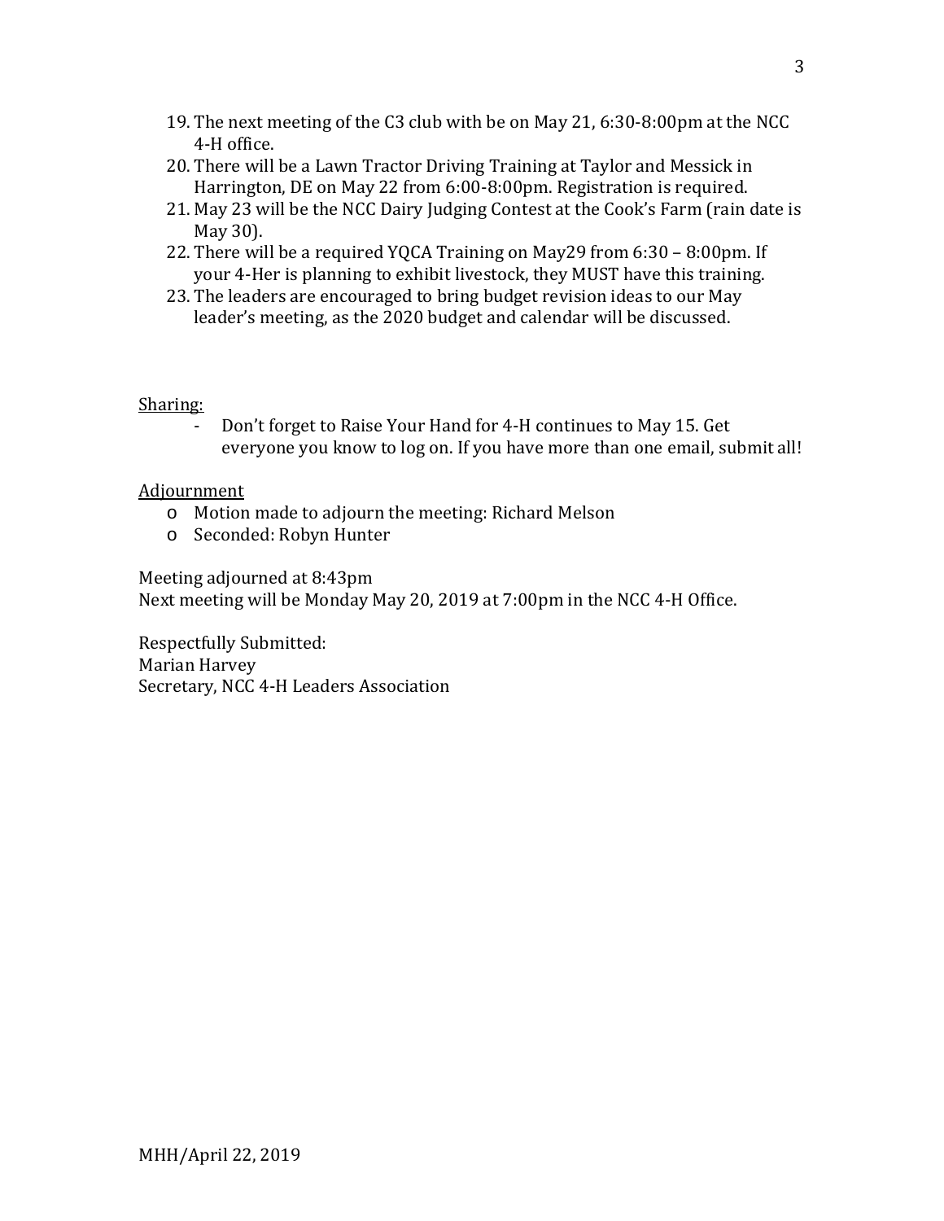19. The next meeting of the C3 club with be on May 21, 6:30-8:00pm at the NCC 4-H office.
20. There will be a Lawn Tractor Driving Training at Taylor and Messick in Harrington, DE on May 22 from 6:00-8:00pm. Registration is required.
21. May 23 will be the NCC Dairy Judging Contest at the Cook's Farm (rain date is May 30).
22. There will be a required YQCA Training on May29 from 6:30 – 8:00pm. If your 4-Her is planning to exhibit livestock, they MUST have this training.
23. The leaders are encouraged to bring budget revision ideas to our May leader's meeting, as the 2020 budget and calendar will be discussed.

<u>Sharing:</u>

- Don't forget to Raise Your Hand for 4-H continues to May 15. Get everyone you know to log on. If you have more than one email, submit all!

<u>Adjournment</u>

- Motion made to adjourn the meeting: Richard Melson
- Seconded: Robyn Hunter

Meeting adjourned at 8:43pm
Next meeting will be Monday May 20, 2019 at 7:00pm in the NCC 4-H Office.

Respectfully Submitted:
Marian Harvey
Secretary, NCC 4-H Leaders Association